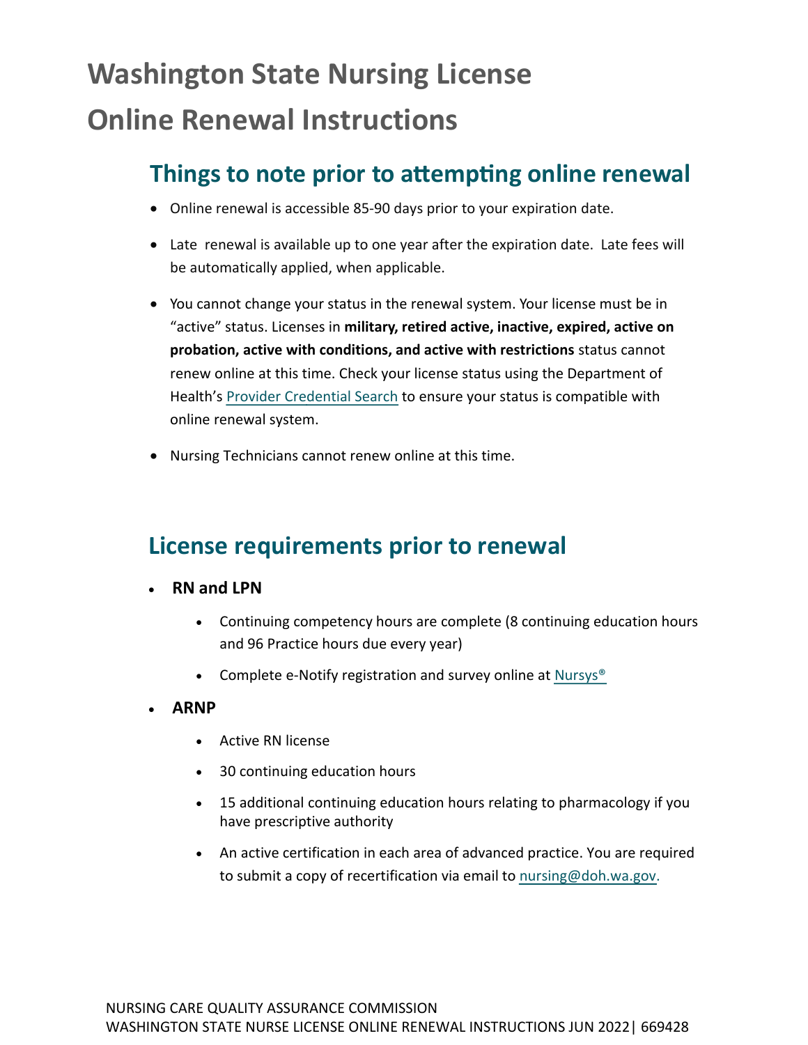# Washington State Nursing License Online Renewal Instructions

## Things to note prior to attempting online renewal

- Online renewal is accessible 85-90 days prior to your expiration date.
- Late renewal is available up to one year after the expiration date. Late fees will be automatically applied, when applicable.
- You cannot change your status in the renewal system. Your license must be in "active" status. Licenses in **military, retired active, inactive, expired, active on probation, active with conditions, and active with restrictions** status cannot renew online at this time. Check your license status using the Department of Health's Provider Credential Search to ensure your status is compatible with online renewal system.
- Nursing Technicians cannot renew online at this time.

## License requirements prior to renewal

- **RN and LPN**
  - Continuing competency hours are complete (8 continuing education hours and 96 Practice hours due every year)
  - Complete e-Notify registration and survey online at Nursys®
- **ARNP**
  - Active RN license
  - 30 continuing education hours
  - 15 additional continuing education hours relating to pharmacology if you have prescriptive authority
  - An active certification in each area of advanced practice. You are required to submit a copy of recertification via email to nursing@doh.wa.gov.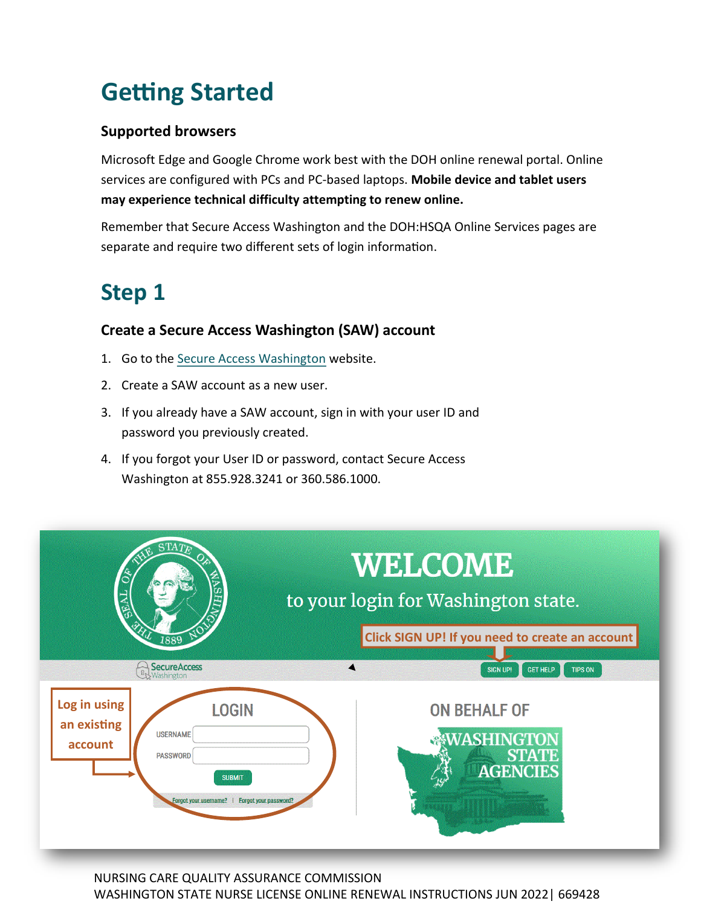# Getting Started

### Supported browsers

Microsoft Edge and Google Chrome work best with the DOH online renewal portal. Online services are configured with PCs and PC-based laptops. **Mobile device and tablet users may experience technical difficulty attempting to renew online.**

Remember that Secure Access Washington and the DOH:HSQA Online Services pages are separate and require two different sets of login information.

# Step 1

### Create a Secure Access Washington (SAW) account

1. Go to the Secure Access Washington website.
2. Create a SAW account as a new user.
3. If you already have a SAW account, sign in with your user ID and password you previously created.
4. If you forgot your User ID or password, contact Secure Access Washington at 855.928.3241 or 360.586.1000.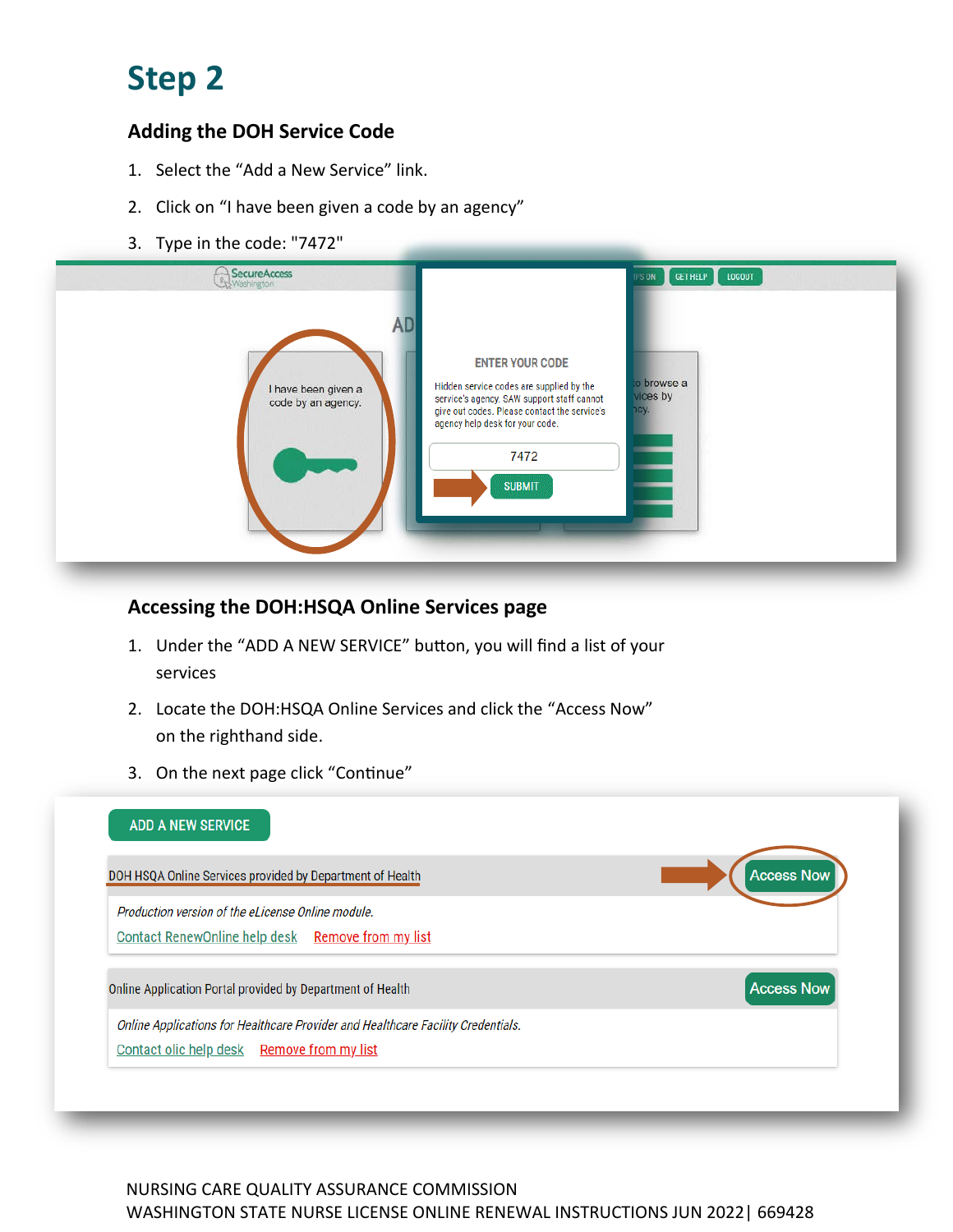# Step 2

### Adding the DOH Service Code

1. Select the “Add a New Service” link.
2. Click on “I have been given a code by an agency”
3. Type in the code: "7472"

### Accessing the DOH:HSQA Online Services page

1. Under the “ADD A NEW SERVICE” button, you will find a list of your services
2. Locate the DOH:HSQA Online Services and click the “Access Now” on the righthand side.
3. On the next page click “Continue”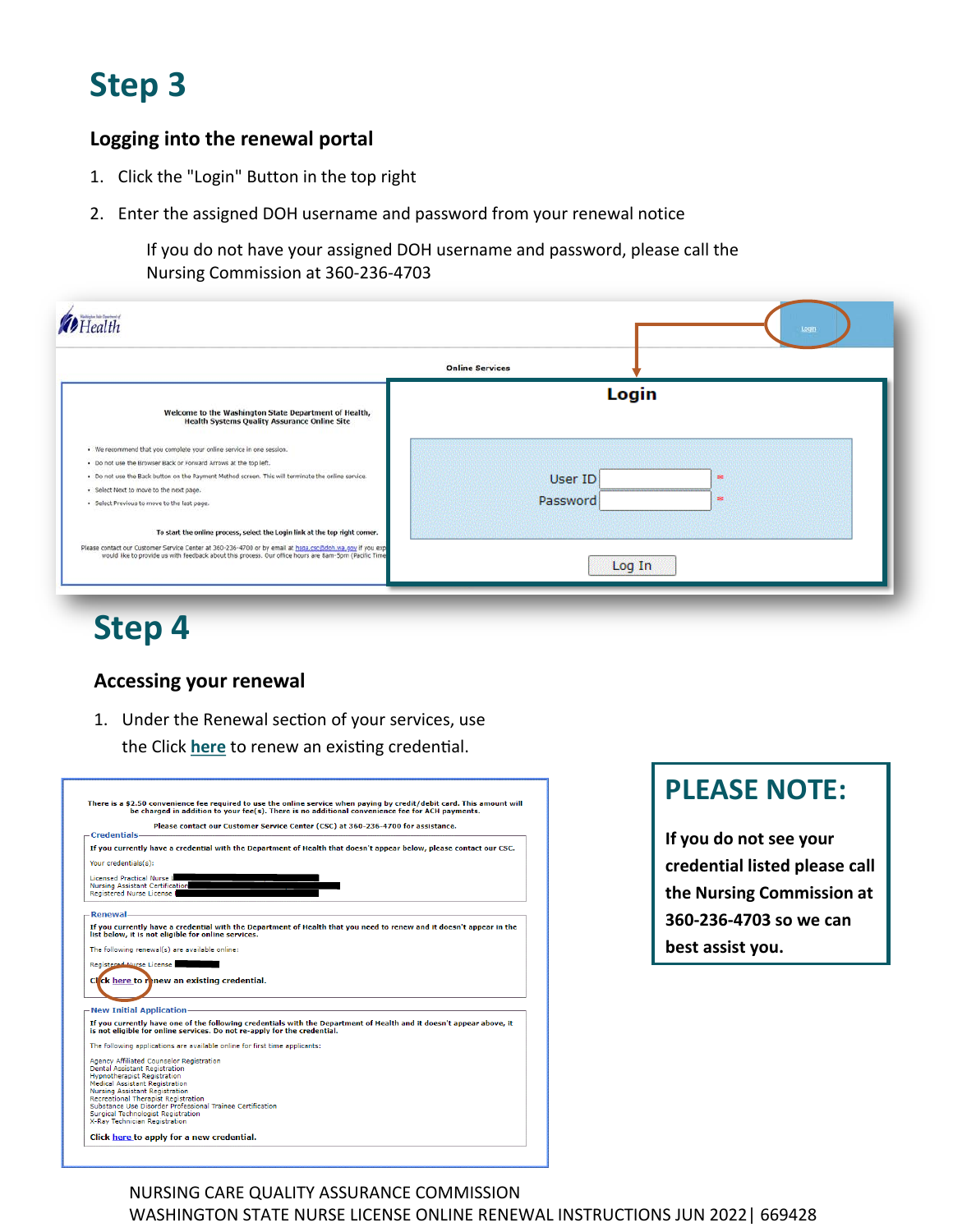# Step 3

### Logging into the renewal portal

1. Click the "Login" Button in the top right
2. Enter the assigned DOH username and password from your renewal notice

   If you do not have your assigned DOH username and password, please call the Nursing Commission at 360-236-4703

# Step 4

### Accessing your renewal

1. Under the Renewal section of your services, use the Click **here** to renew an existing credential.

**PLEASE NOTE:**

**If you do not see your credential listed please call the Nursing Commission at 360-236-4703 so we can best assist you.**

NURSING CARE QUALITY ASSURANCE COMMISSION
WASHINGTON STATE NURSE LICENSE ONLINE RENEWAL INSTRUCTIONS JUN 2022| 669428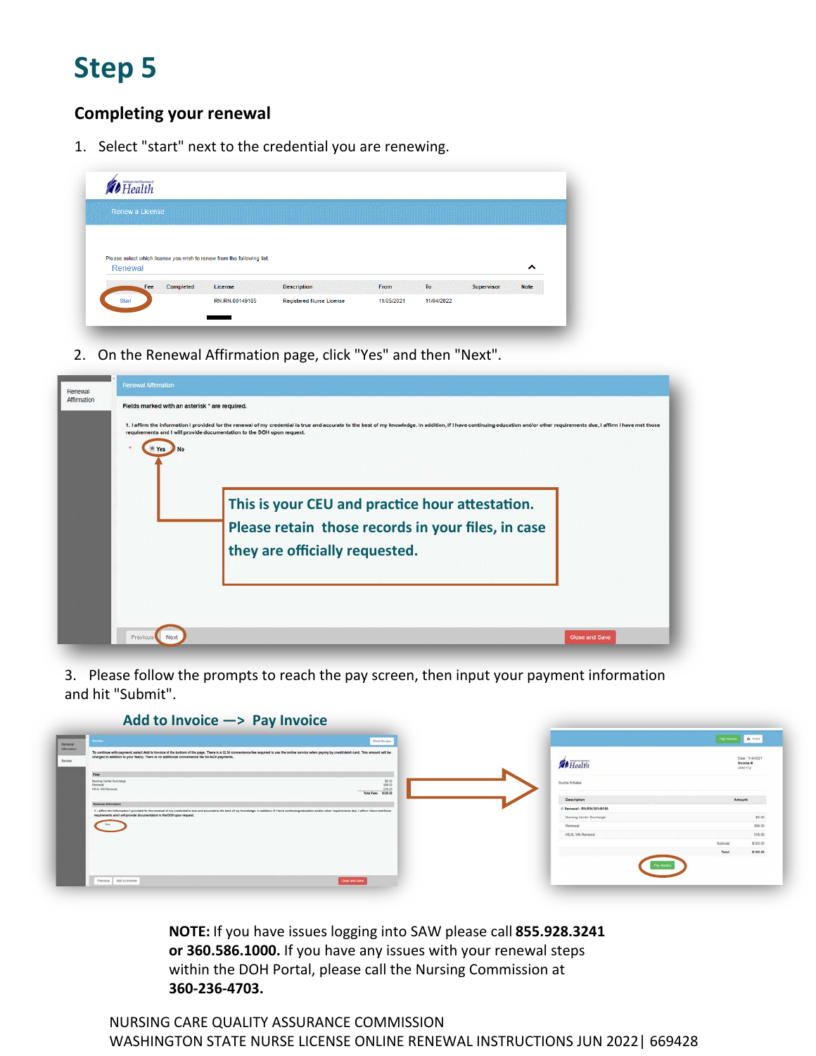# Step 5

## Completing your renewal

1. Select "start" next to the credential you are renewing.

2. On the Renewal Affirmation page, click "Yes" and then "Next".

This is your CEU and practice hour attestation. Please retain those records in your files, in case they are officially requested.

3. Please follow the prompts to reach the pay screen, then input your payment information and hit "Submit".

Add to Invoice —> Pay Invoice

**NOTE:** If you have issues logging into SAW please call **855.928.3241 or 360.586.1000.** If you have any issues with your renewal steps within the DOH Portal, please call the Nursing Commission at **360-236-4703.**

NURSING CARE QUALITY ASSURANCE COMMISSION
WASHINGTON STATE NURSE LICENSE ONLINE RENEWAL INSTRUCTIONS JUN 2022| 669428